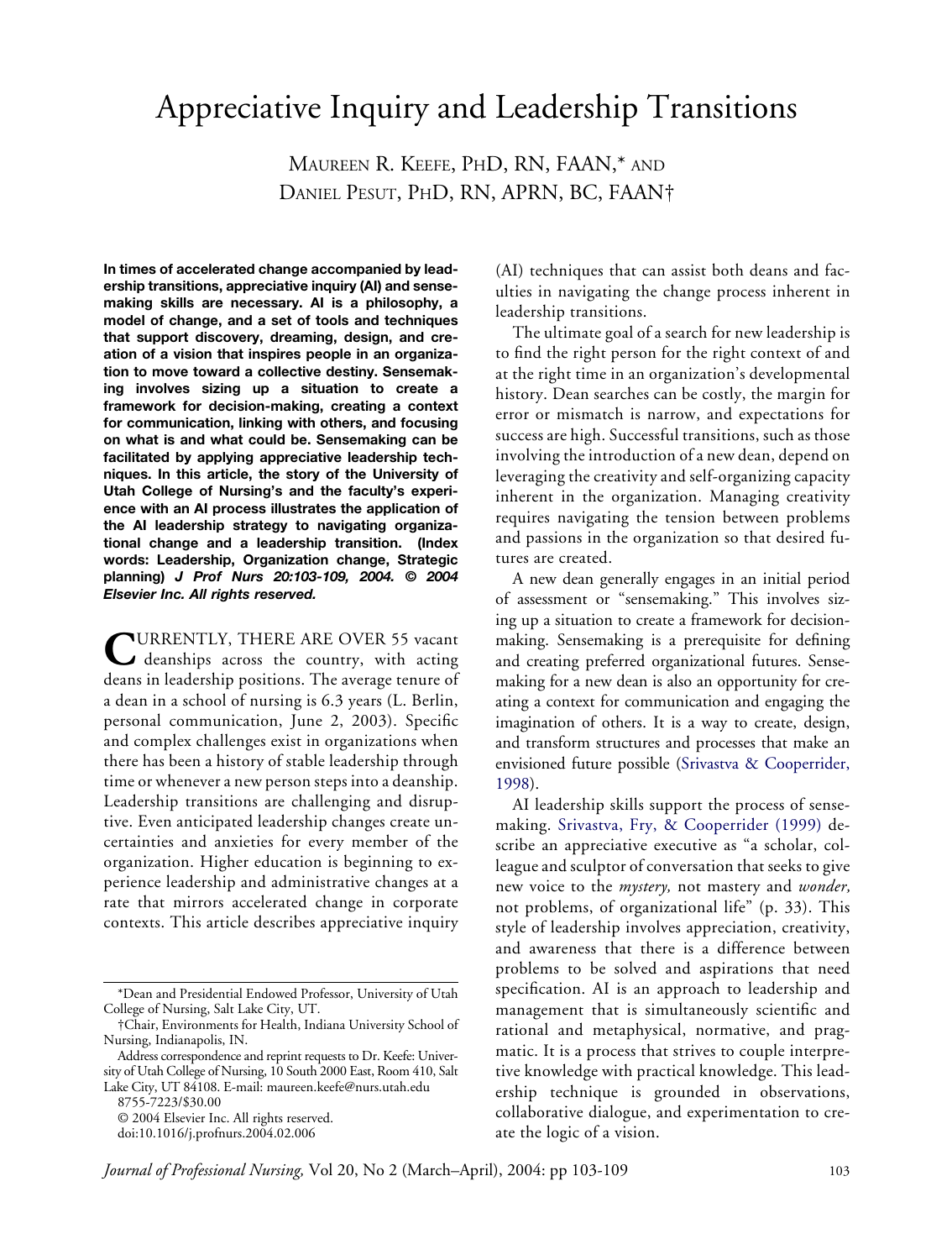# Appreciative Inquiry and Leadership Transitions

MAUREEN R. KEEFE, PHD, RN, FAAN,* AND DANIEL PESUT, PHD, RN, APRN, BC, FAAN†

**In times of accelerated change accompanied by leadership transitions, appreciative inquiry (AI) and sensemaking skills are necessary. AI is a philosophy, a model of change, and a set of tools and techniques that support discovery, dreaming, design, and creation of a vision that inspires people in an organization to move toward a collective destiny. Sensemaking involves sizing up a situation to create a framework for decision-making, creating a context for communication, linking with others, and focusing on what is and what could be. Sensemaking can be facilitated by applying appreciative leadership techniques. In this article, the story of the University of Utah College of Nursing's and the faculty's experience with an AI process illustrates the application of the AI leadership strategy to navigating organizational change and a leadership transition. (Index words: Leadership, Organization change, Strategic planning) *J Prof Nurs 20:103-109, 2004. © 2004 Elsevier Inc. All rights reserved.***

CURRENTLY, THERE ARE OVER 55 vacant deanships across the country, with acting deans in leadership positions. The average tenure of a dean in a school of nursing is 6.3 years (L. Berlin, personal communication, June 2, 2003). Specific and complex challenges exist in organizations when there has been a history of stable leadership through time or whenever a new person steps into a deanship. Leadership transitions are challenging and disruptive. Even anticipated leadership changes create uncertainties and anxieties for every member of the organization. Higher education is beginning to experience leadership and administrative changes at a rate that mirrors accelerated change in corporate contexts. This article describes appreciative inquiry (AI) techniques that can assist both deans and faculties in navigating the change process inherent in leadership transitions.

The ultimate goal of a search for new leadership is to find the right person for the right context of and at the right time in an organization's developmental history. Dean searches can be costly, the margin for error or mismatch is narrow, and expectations for success are high. Successful transitions, such as those involving the introduction of a new dean, depend on leveraging the creativity and self-organizing capacity inherent in the organization. Managing creativity requires navigating the tension between problems and passions in the organization so that desired futures are created.

A new dean generally engages in an initial period of assessment or "sensemaking." This involves sizing up a situation to create a framework for decision-making. Sensemaking is a prerequisite for defining and creating preferred organizational futures. Sensemaking for a new dean is also an opportunity for creating a context for communication and engaging the imagination of others. It is a way to create, design, and transform structures and processes that make an envisioned future possible (Srivastva & Cooperrider, 1998).

AI leadership skills support the process of sensemaking. Srivastva, Fry, & Cooperrider (1999) describe an appreciative executive as "a scholar, colleague and sculptor of conversation that seeks to give new voice to the *mystery,* not mastery and *wonder,* not problems, of organizational life" (p. 33). This style of leadership involves appreciation, creativity, and awareness that there is a difference between problems to be solved and aspirations that need specification. AI is an approach to leadership and management that is simultaneously scientific and rational and metaphysical, normative, and pragmatic. It is a process that strives to couple interpretive knowledge with practical knowledge. This leadership technique is grounded in observations, collaborative dialogue, and experimentation to create the logic of a vision.

---

*Dean and Presidential Endowed Professor, University of Utah College of Nursing, Salt Lake City, UT.

†Chair, Environments for Health, Indiana University School of Nursing, Indianapolis, IN.

Address correspondence and reprint requests to Dr. Keefe: University of Utah College of Nursing, 10 South 2000 East, Room 410, Salt Lake City, UT 84108. E-mail: maureen.keefe@nurs.utah.edu

8755-7223/$30.00

© 2004 Elsevier Inc. All rights reserved.

doi:10.1016/j.profnurs.2004.02.006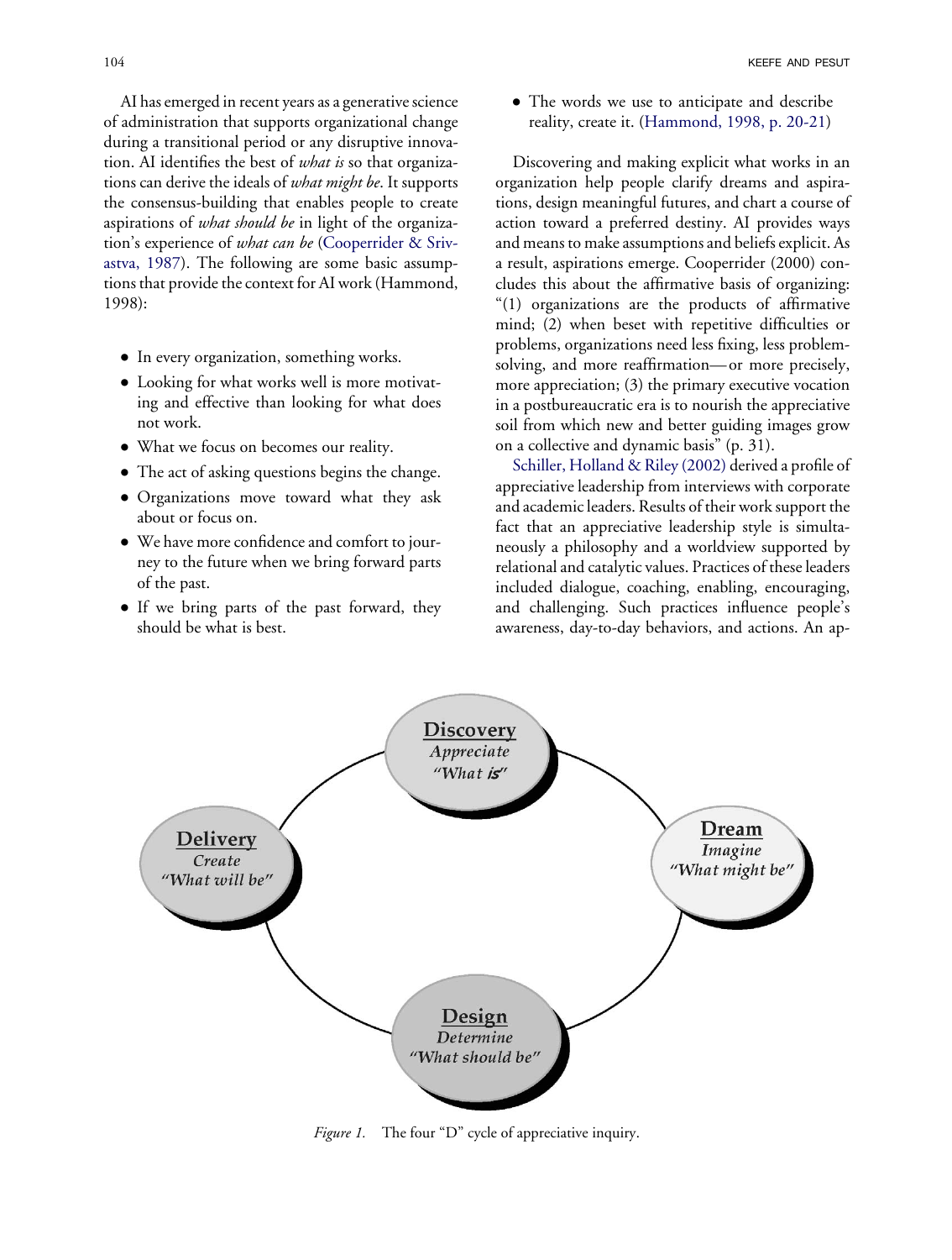AI has emerged in recent years as a generative science of administration that supports organizational change during a transitional period or any disruptive innovation. AI identifies the best of *what is* so that organizations can derive the ideals of *what might be*. It supports the consensus-building that enables people to create aspirations of *what should be* in light of the organization's experience of *what can be* (Cooperrider & Srivastva, 1987). The following are some basic assumptions that provide the context for AI work (Hammond, 1998):

- In every organization, something works.
- Looking for what works well is more motivating and effective than looking for what does not work.
- What we focus on becomes our reality.
- The act of asking questions begins the change.
- Organizations move toward what they ask about or focus on.
- We have more confidence and comfort to journey to the future when we bring forward parts of the past.
- If we bring parts of the past forward, they should be what is best.
- The words we use to anticipate and describe reality, create it. (Hammond, 1998, p. 20-21)

Discovering and making explicit what works in an organization help people clarify dreams and aspirations, design meaningful futures, and chart a course of action toward a preferred destiny. AI provides ways and means to make assumptions and beliefs explicit. As a result, aspirations emerge. Cooperrider (2000) concludes this about the affirmative basis of organizing: "(1) organizations are the products of affirmative mind; (2) when beset with repetitive difficulties or problems, organizations need less fixing, less problem-solving, and more reaffirmation—or more precisely, more appreciation; (3) the primary executive vocation in a postbureaucratic era is to nourish the appreciative soil from which new and better guiding images grow on a collective and dynamic basis" (p. 31).

Schiller, Holland & Riley (2002) derived a profile of appreciative leadership from interviews with corporate and academic leaders. Results of their work support the fact that an appreciative leadership style is simultaneously a philosophy and a worldview supported by relational and catalytic values. Practices of these leaders included dialogue, coaching, enabling, encouraging, and challenging. Such practices influence people's awareness, day-to-day behaviors, and actions. An ap-

*Figure 1.* The four "D" cycle of appreciative inquiry.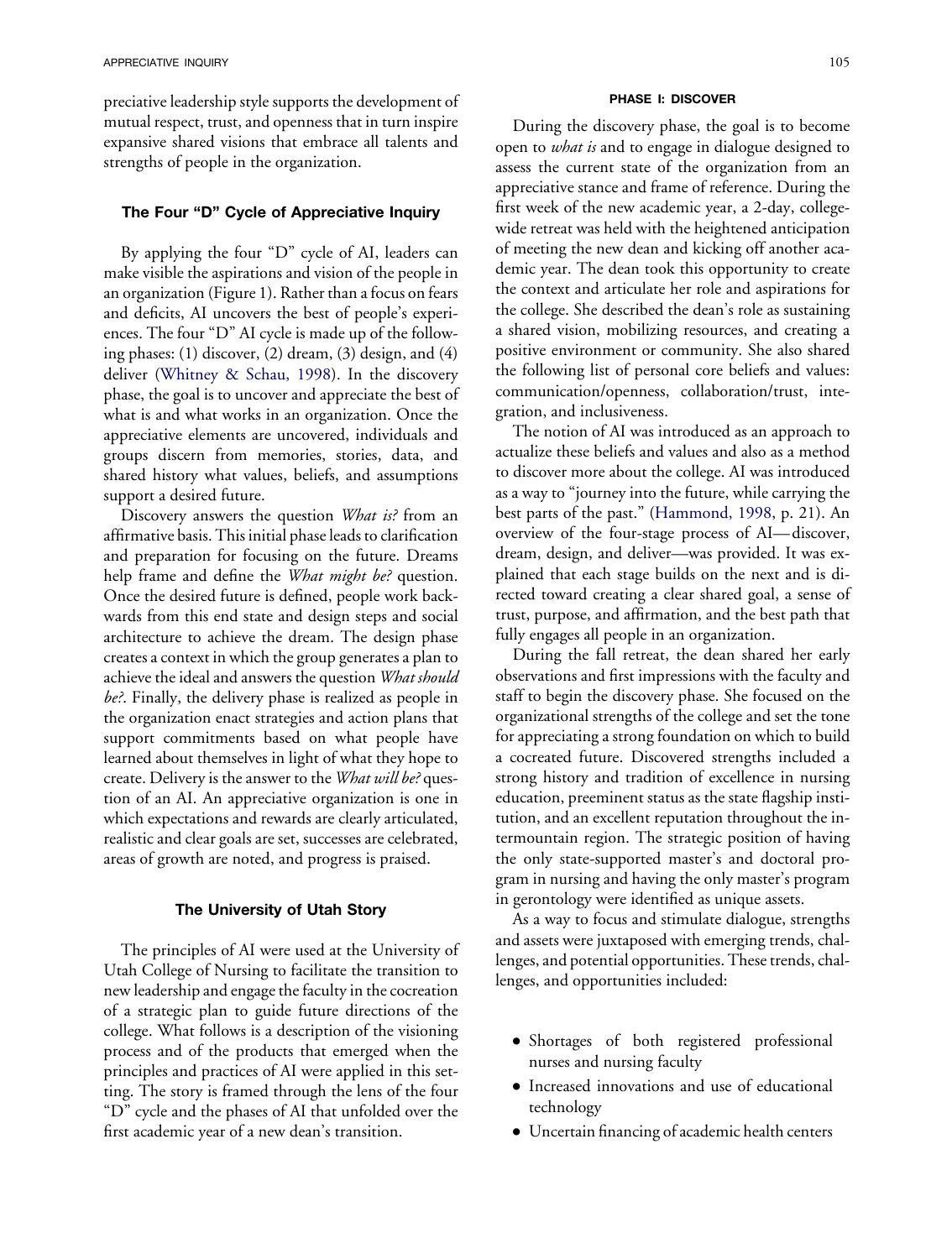preciative leadership style supports the development of mutual respect, trust, and openness that in turn inspire expansive shared visions that embrace all talents and strengths of people in the organization.

### The Four "D" Cycle of Appreciative Inquiry

By applying the four "D" cycle of AI, leaders can make visible the aspirations and vision of the people in an organization (Figure 1). Rather than a focus on fears and deficits, AI uncovers the best of people's experiences. The four "D" AI cycle is made up of the following phases: (1) discover, (2) dream, (3) design, and (4) deliver (Whitney & Schau, 1998). In the discovery phase, the goal is to uncover and appreciate the best of what is and what works in an organization. Once the appreciative elements are uncovered, individuals and groups discern from memories, stories, data, and shared history what values, beliefs, and assumptions support a desired future.

Discovery answers the question *What is?* from an affirmative basis. This initial phase leads to clarification and preparation for focusing on the future. Dreams help frame and define the *What might be?* question. Once the desired future is defined, people work backwards from this end state and design steps and social architecture to achieve the dream. The design phase creates a context in which the group generates a plan to achieve the ideal and answers the question *What should be?*. Finally, the delivery phase is realized as people in the organization enact strategies and action plans that support commitments based on what people have learned about themselves in light of what they hope to create. Delivery is the answer to the *What will be?* question of an AI. An appreciative organization is one in which expectations and rewards are clearly articulated, realistic and clear goals are set, successes are celebrated, areas of growth are noted, and progress is praised.

### The University of Utah Story

The principles of AI were used at the University of Utah College of Nursing to facilitate the transition to new leadership and engage the faculty in the cocreation of a strategic plan to guide future directions of the college. What follows is a description of the visioning process and of the products that emerged when the principles and practices of AI were applied in this setting. The story is framed through the lens of the four "D" cycle and the phases of AI that unfolded over the first academic year of a new dean's transition.

#### PHASE I: DISCOVER

During the discovery phase, the goal is to become open to *what is* and to engage in dialogue designed to assess the current state of the organization from an appreciative stance and frame of reference. During the first week of the new academic year, a 2-day, college-wide retreat was held with the heightened anticipation of meeting the new dean and kicking off another academic year. The dean took this opportunity to create the context and articulate her role and aspirations for the college. She described the dean's role as sustaining a shared vision, mobilizing resources, and creating a positive environment or community. She also shared the following list of personal core beliefs and values: communication/openness, collaboration/trust, integration, and inclusiveness.

The notion of AI was introduced as an approach to actualize these beliefs and values and also as a method to discover more about the college. AI was introduced as a way to "journey into the future, while carrying the best parts of the past." (Hammond, 1998, p. 21). An overview of the four-stage process of AI—discover, dream, design, and deliver—was provided. It was explained that each stage builds on the next and is directed toward creating a clear shared goal, a sense of trust, purpose, and affirmation, and the best path that fully engages all people in an organization.

During the fall retreat, the dean shared her early observations and first impressions with the faculty and staff to begin the discovery phase. She focused on the organizational strengths of the college and set the tone for appreciating a strong foundation on which to build a cocreated future. Discovered strengths included a strong history and tradition of excellence in nursing education, preeminent status as the state flagship institution, and an excellent reputation throughout the intermountain region. The strategic position of having the only state-supported master's and doctoral program in nursing and having the only master's program in gerontology were identified as unique assets.

As a way to focus and stimulate dialogue, strengths and assets were juxtaposed with emerging trends, challenges, and potential opportunities. These trends, challenges, and opportunities included:

- Shortages of both registered professional nurses and nursing faculty
- Increased innovations and use of educational technology
- Uncertain financing of academic health centers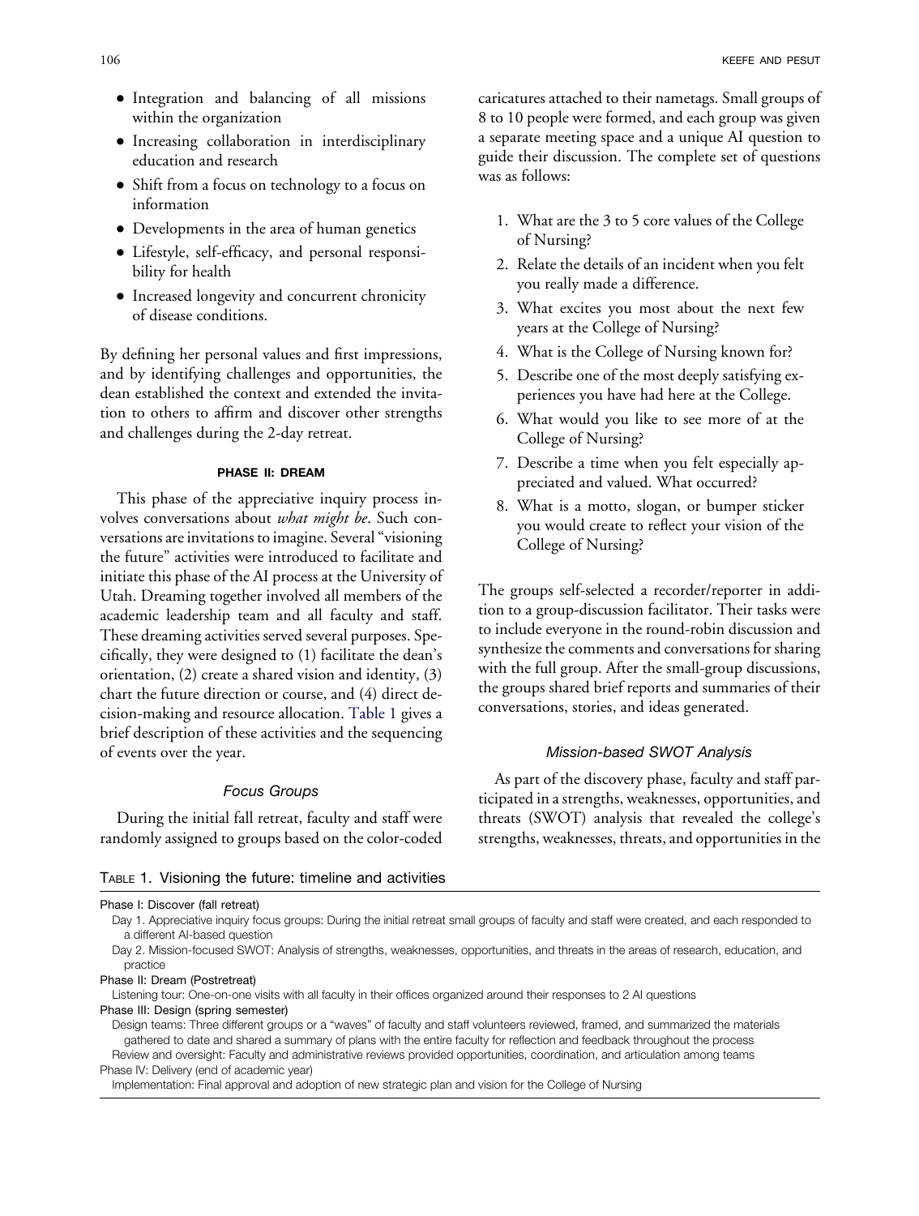- Integration and balancing of all missions within the organization
- Increasing collaboration in interdisciplinary education and research
- Shift from a focus on technology to a focus on information
- Developments in the area of human genetics
- Lifestyle, self-efficacy, and personal responsibility for health
- Increased longevity and concurrent chronicity of disease conditions.

By defining her personal values and first impressions, and by identifying challenges and opportunities, the dean established the context and extended the invitation to others to affirm and discover other strengths and challenges during the 2-day retreat.

## PHASE II: DREAM

This phase of the appreciative inquiry process involves conversations about *what might be*. Such conversations are invitations to imagine. Several "visioning the future" activities were introduced to facilitate and initiate this phase of the AI process at the University of Utah. Dreaming together involved all members of the academic leadership team and all faculty and staff. These dreaming activities served several purposes. Specifically, they were designed to (1) facilitate the dean's orientation, (2) create a shared vision and identity, (3) chart the future direction or course, and (4) direct decision-making and resource allocation. Table 1 gives a brief description of these activities and the sequencing of events over the year.

### *Focus Groups*

During the initial fall retreat, faculty and staff were randomly assigned to groups based on the color-coded caricatures attached to their nametags. Small groups of 8 to 10 people were formed, and each group was given a separate meeting space and a unique AI question to guide their discussion. The complete set of questions was as follows:

1. What are the 3 to 5 core values of the College of Nursing?
2. Relate the details of an incident when you felt you really made a difference.
3. What excites you most about the next few years at the College of Nursing?
4. What is the College of Nursing known for?
5. Describe one of the most deeply satisfying experiences you have had here at the College.
6. What would you like to see more of at the College of Nursing?
7. Describe a time when you felt especially appreciated and valued. What occurred?
8. What is a motto, slogan, or bumper sticker you would create to reflect your vision of the College of Nursing?

The groups self-selected a recorder/reporter in addition to a group-discussion facilitator. Their tasks were to include everyone in the round-robin discussion and synthesize the comments and conversations for sharing with the full group. After the small-group discussions, the groups shared brief reports and summaries of their conversations, stories, and ideas generated.

### *Mission-based SWOT Analysis*

As part of the discovery phase, faculty and staff participated in a strengths, weaknesses, opportunities, and threats (SWOT) analysis that revealed the college's strengths, weaknesses, threats, and opportunities in the

TABLE 1. Visioning the future: timeline and activities

| |
|---|
| **Phase I: Discover (fall retreat)** |
| Day 1. Appreciative inquiry focus groups: During the initial retreat small groups of faculty and staff were created, and each responded to a different AI-based question |
| Day 2. Mission-focused SWOT: Analysis of strengths, weaknesses, opportunities, and threats in the areas of research, education, and practice |
| **Phase II: Dream (Postretreat)** |
| Listening tour: One-on-one visits with all faculty in their offices organized around their responses to 2 AI questions |
| **Phase III: Design (spring semester)** |
| Design teams: Three different groups or a "waves" of faculty and staff volunteers reviewed, framed, and summarized the materials gathered to date and shared a summary of plans with the entire faculty for reflection and feedback throughout the process |
| Review and oversight: Faculty and administrative reviews provided opportunities, coordination, and articulation among teams |
| **Phase IV: Delivery (end of academic year)** |
| Implementation: Final approval and adoption of new strategic plan and vision for the College of Nursing |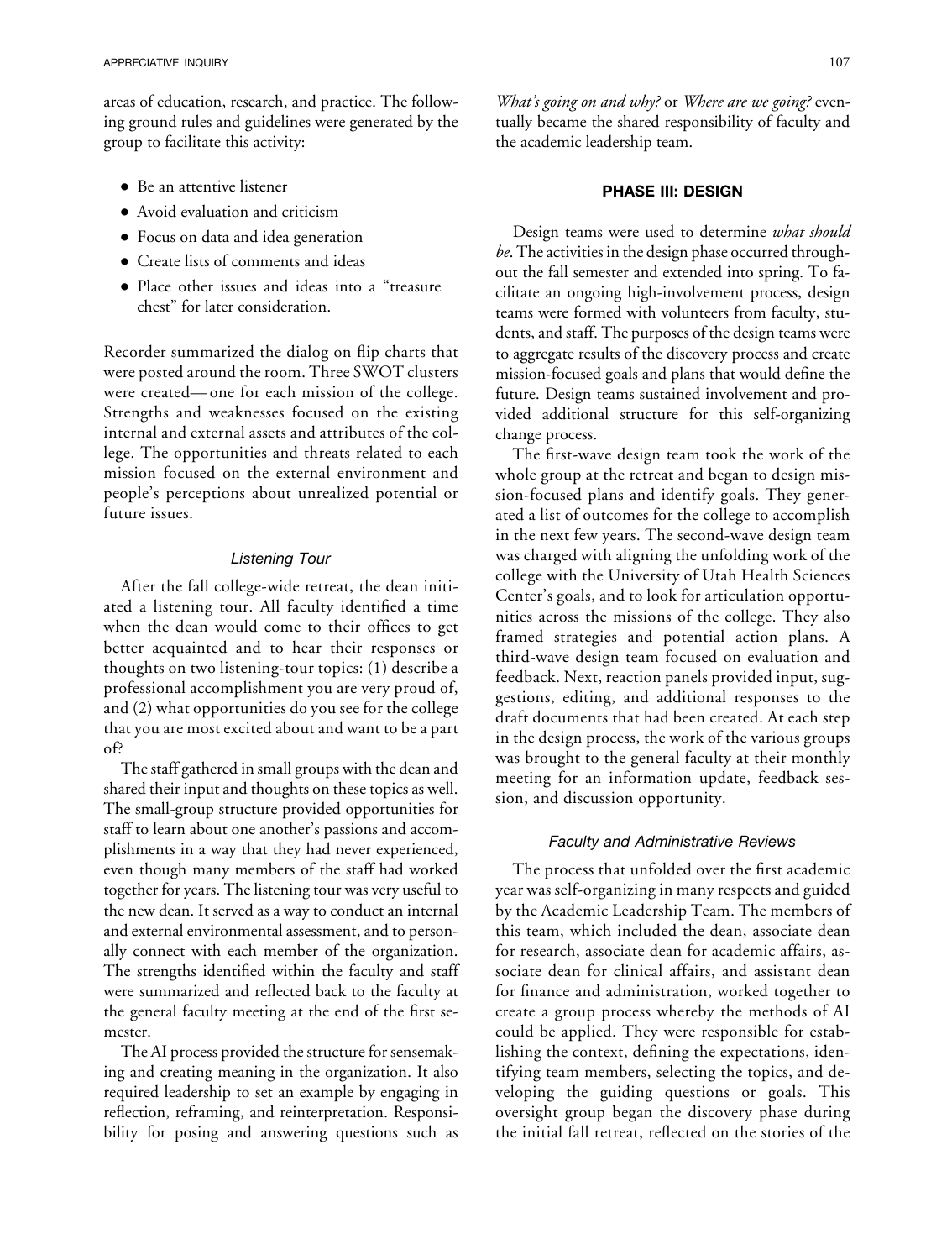areas of education, research, and practice. The following ground rules and guidelines were generated by the group to facilitate this activity:

- Be an attentive listener
- Avoid evaluation and criticism
- Focus on data and idea generation
- Create lists of comments and ideas
- Place other issues and ideas into a "treasure chest" for later consideration.

Recorder summarized the dialog on flip charts that were posted around the room. Three SWOT clusters were created— one for each mission of the college. Strengths and weaknesses focused on the existing internal and external assets and attributes of the college. The opportunities and threats related to each mission focused on the external environment and people's perceptions about unrealized potential or future issues.

### *Listening Tour*

After the fall college-wide retreat, the dean initiated a listening tour. All faculty identified a time when the dean would come to their offices to get better acquainted and to hear their responses or thoughts on two listening-tour topics: (1) describe a professional accomplishment you are very proud of, and (2) what opportunities do you see for the college that you are most excited about and want to be a part of?

The staff gathered in small groups with the dean and shared their input and thoughts on these topics as well. The small-group structure provided opportunities for staff to learn about one another's passions and accomplishments in a way that they had never experienced, even though many members of the staff had worked together for years. The listening tour was very useful to the new dean. It served as a way to conduct an internal and external environmental assessment, and to personally connect with each member of the organization. The strengths identified within the faculty and staff were summarized and reflected back to the faculty at the general faculty meeting at the end of the first semester.

The AI process provided the structure for sensemaking and creating meaning in the organization. It also required leadership to set an example by engaging in reflection, reframing, and reinterpretation. Responsibility for posing and answering questions such as *What's going on and why?* or *Where are we going?* eventually became the shared responsibility of faculty and the academic leadership team.

## PHASE III: DESIGN

Design teams were used to determine *what should be*. The activities in the design phase occurred throughout the fall semester and extended into spring. To facilitate an ongoing high-involvement process, design teams were formed with volunteers from faculty, students, and staff. The purposes of the design teams were to aggregate results of the discovery process and create mission-focused goals and plans that would define the future. Design teams sustained involvement and provided additional structure for this self-organizing change process.

The first-wave design team took the work of the whole group at the retreat and began to design mission-focused plans and identify goals. They generated a list of outcomes for the college to accomplish in the next few years. The second-wave design team was charged with aligning the unfolding work of the college with the University of Utah Health Sciences Center's goals, and to look for articulation opportunities across the missions of the college. They also framed strategies and potential action plans. A third-wave design team focused on evaluation and feedback. Next, reaction panels provided input, suggestions, editing, and additional responses to the draft documents that had been created. At each step in the design process, the work of the various groups was brought to the general faculty at their monthly meeting for an information update, feedback session, and discussion opportunity.

### *Faculty and Administrative Reviews*

The process that unfolded over the first academic year was self-organizing in many respects and guided by the Academic Leadership Team. The members of this team, which included the dean, associate dean for research, associate dean for academic affairs, associate dean for clinical affairs, and assistant dean for finance and administration, worked together to create a group process whereby the methods of AI could be applied. They were responsible for establishing the context, defining the expectations, identifying team members, selecting the topics, and developing the guiding questions or goals. This oversight group began the discovery phase during the initial fall retreat, reflected on the stories of the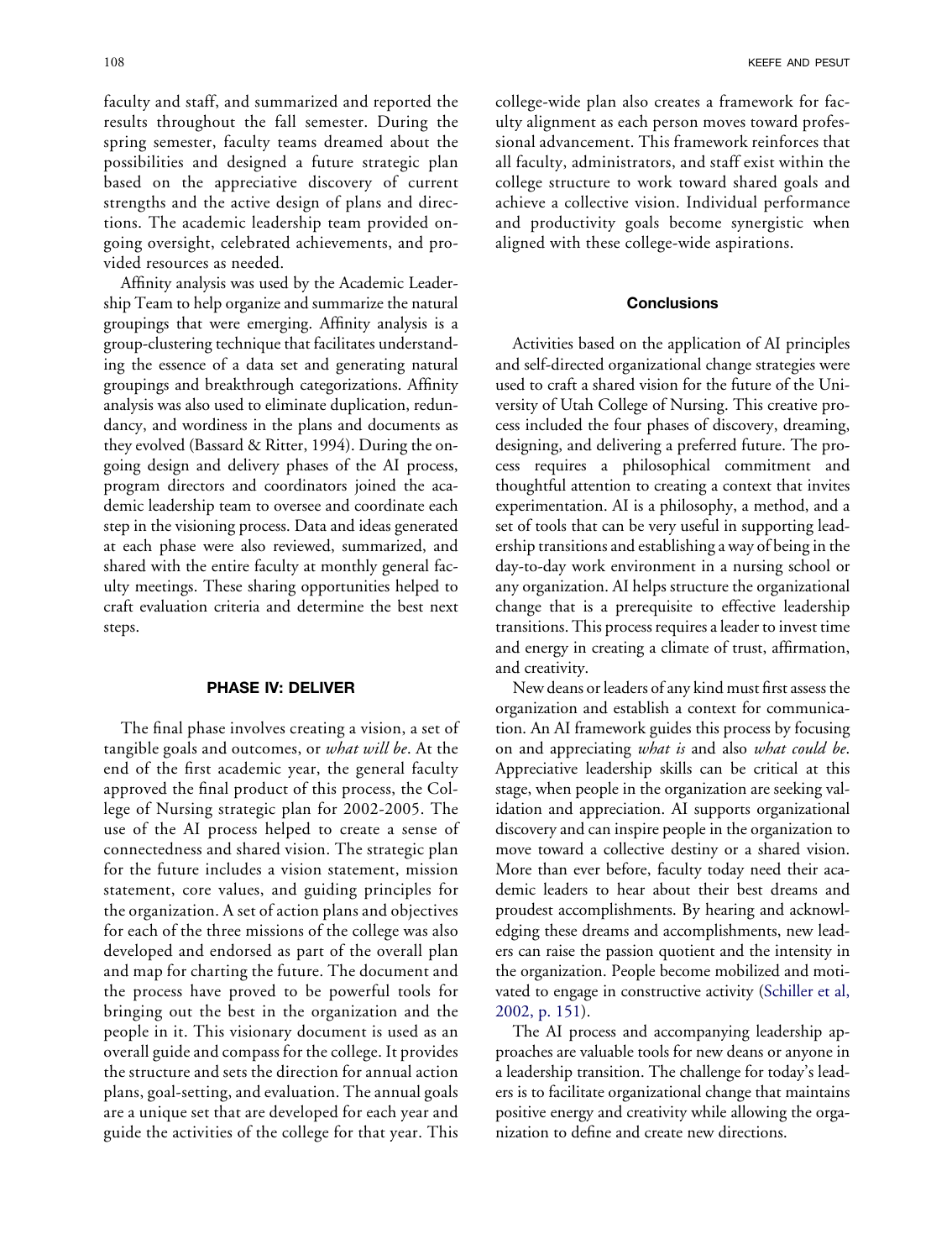faculty and staff, and summarized and reported the results throughout the fall semester. During the spring semester, faculty teams dreamed about the possibilities and designed a future strategic plan based on the appreciative discovery of current strengths and the active design of plans and directions. The academic leadership team provided ongoing oversight, celebrated achievements, and provided resources as needed.

Affinity analysis was used by the Academic Leadership Team to help organize and summarize the natural groupings that were emerging. Affinity analysis is a group-clustering technique that facilitates understanding the essence of a data set and generating natural groupings and breakthrough categorizations. Affinity analysis was also used to eliminate duplication, redundancy, and wordiness in the plans and documents as they evolved (Bassard & Ritter, 1994). During the ongoing design and delivery phases of the AI process, program directors and coordinators joined the academic leadership team to oversee and coordinate each step in the visioning process. Data and ideas generated at each phase were also reviewed, summarized, and shared with the entire faculty at monthly general faculty meetings. These sharing opportunities helped to craft evaluation criteria and determine the best next steps.

## PHASE IV: DELIVER

The final phase involves creating a vision, a set of tangible goals and outcomes, or *what will be*. At the end of the first academic year, the general faculty approved the final product of this process, the College of Nursing strategic plan for 2002-2005. The use of the AI process helped to create a sense of connectedness and shared vision. The strategic plan for the future includes a vision statement, mission statement, core values, and guiding principles for the organization. A set of action plans and objectives for each of the three missions of the college was also developed and endorsed as part of the overall plan and map for charting the future. The document and the process have proved to be powerful tools for bringing out the best in the organization and the people in it. This visionary document is used as an overall guide and compass for the college. It provides the structure and sets the direction for annual action plans, goal-setting, and evaluation. The annual goals are a unique set that are developed for each year and guide the activities of the college for that year. This college-wide plan also creates a framework for faculty alignment as each person moves toward professional advancement. This framework reinforces that all faculty, administrators, and staff exist within the college structure to work toward shared goals and achieve a collective vision. Individual performance and productivity goals become synergistic when aligned with these college-wide aspirations.

## Conclusions

Activities based on the application of AI principles and self-directed organizational change strategies were used to craft a shared vision for the future of the University of Utah College of Nursing. This creative process included the four phases of discovery, dreaming, designing, and delivering a preferred future. The process requires a philosophical commitment and thoughtful attention to creating a context that invites experimentation. AI is a philosophy, a method, and a set of tools that can be very useful in supporting leadership transitions and establishing a way of being in the day-to-day work environment in a nursing school or any organization. AI helps structure the organizational change that is a prerequisite to effective leadership transitions. This process requires a leader to invest time and energy in creating a climate of trust, affirmation, and creativity.

New deans or leaders of any kind must first assess the organization and establish a context for communication. An AI framework guides this process by focusing on and appreciating *what is* and also *what could be*. Appreciative leadership skills can be critical at this stage, when people in the organization are seeking validation and appreciation. AI supports organizational discovery and can inspire people in the organization to move toward a collective destiny or a shared vision. More than ever before, faculty today need their academic leaders to hear about their best dreams and proudest accomplishments. By hearing and acknowledging these dreams and accomplishments, new leaders can raise the passion quotient and the intensity in the organization. People become mobilized and motivated to engage in constructive activity (Schiller et al, 2002, p. 151).

The AI process and accompanying leadership approaches are valuable tools for new deans or anyone in a leadership transition. The challenge for today's leaders is to facilitate organizational change that maintains positive energy and creativity while allowing the organization to define and create new directions.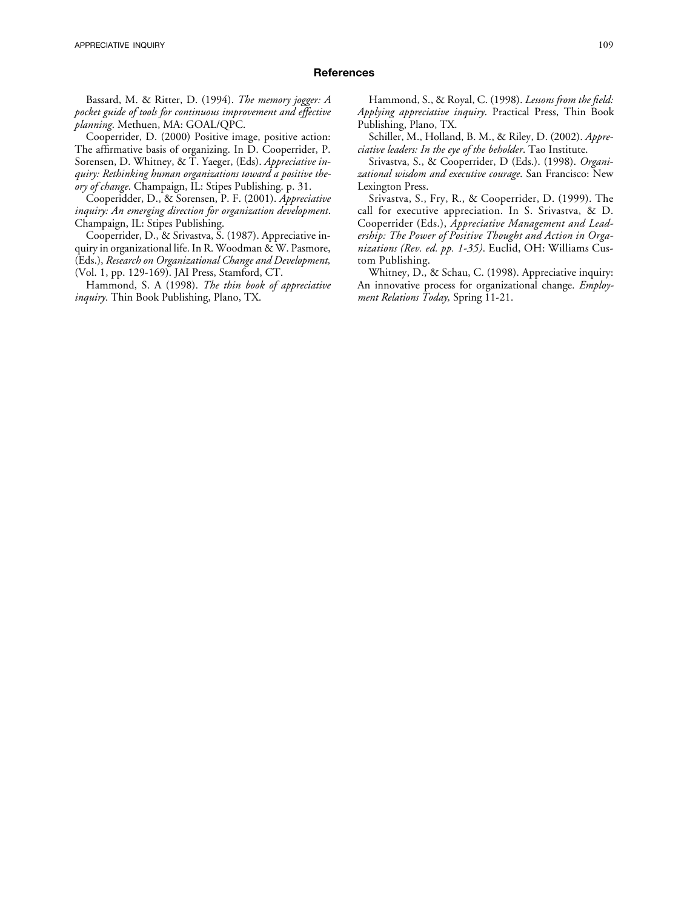## References

Bassard, M. & Ritter, D. (1994). *The memory jogger: A pocket guide of tools for continuous improvement and effective planning*. Methuen, MA: GOAL/QPC.

Cooperrider, D. (2000) Positive image, positive action: The affirmative basis of organizing. In D. Cooperrider, P. Sorensen, D. Whitney, & T. Yaeger, (Eds). *Appreciative inquiry: Rethinking human organizations toward a positive theory of change*. Champaign, IL: Stipes Publishing. p. 31.

Cooperidder, D., & Sorensen, P. F. (2001). *Appreciative inquiry: An emerging direction for organization development*. Champaign, IL: Stipes Publishing.

Cooperrider, D., & Srivastva, S. (1987). Appreciative inquiry in organizational life. In R. Woodman & W. Pasmore, (Eds.), *Research on Organizational Change and Development,* (Vol. 1, pp. 129-169). JAI Press, Stamford, CT.

Hammond, S. A (1998). *The thin book of appreciative inquiry*. Thin Book Publishing, Plano, TX.

Hammond, S., & Royal, C. (1998). *Lessons from the field: Applying appreciative inquiry*. Practical Press, Thin Book Publishing, Plano, TX.

Schiller, M., Holland, B. M., & Riley, D. (2002). *Appreciative leaders: In the eye of the beholder*. Tao Institute.

Srivastva, S., & Cooperrider, D (Eds.). (1998). *Organizational wisdom and executive courage*. San Francisco: New Lexington Press.

Srivastva, S., Fry, R., & Cooperrider, D. (1999). The call for executive appreciation. In S. Srivastva, & D. Cooperrider (Eds.), *Appreciative Management and Leadership: The Power of Positive Thought and Action in Organizations (Rev. ed. pp. 1-35)*. Euclid, OH: Williams Custom Publishing.

Whitney, D., & Schau, C. (1998). Appreciative inquiry: An innovative process for organizational change. *Employment Relations Today,* Spring 11-21.